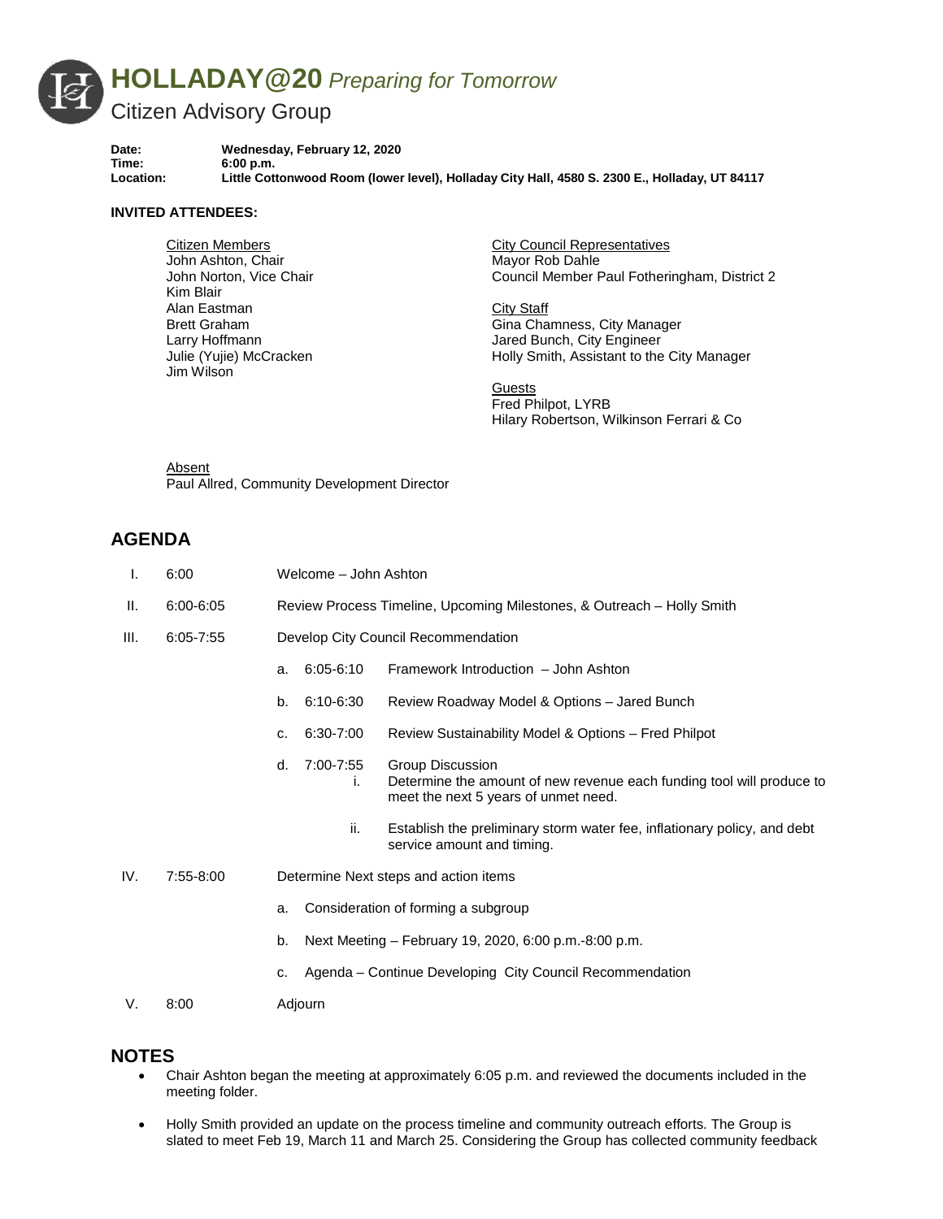# HOLLADAY@20 *Preparing for Tomorrow*

## Citizen Advisory Group

**Date:** Wednesday, February 12, 2020
**Time:** 6:00 p.m.
**Location:** Little Cottonwood Room (lower level), Holladay City Hall, 4580 S. 2300 E., Holladay, UT 84117

**INVITED ATTENDEES:**

Citizen Members
John Ashton, Chair
John Norton, Vice Chair
Kim Blair
Alan Eastman
Brett Graham
Larry Hoffmann
Julie (Yujie) McCracken
Jim Wilson

City Council Representatives
Mayor Rob Dahle
Council Member Paul Fotheringham, District 2

City Staff
Gina Chamness, City Manager
Jared Bunch, City Engineer
Holly Smith, Assistant to the City Manager

Guests
Fred Philpot, LYRB
Hilary Robertson, Wilkinson Ferrari & Co

Absent
Paul Allred, Community Development Director

## AGENDA

I. 6:00 Welcome – John Ashton

II. 6:00-6:05 Review Process Timeline, Upcoming Milestones, & Outreach – Holly Smith

III. 6:05-7:55 Develop City Council Recommendation

- a. 6:05-6:10 Framework Introduction – John Ashton
- b. 6:10-6:30 Review Roadway Model & Options – Jared Bunch
- c. 6:30-7:00 Review Sustainability Model & Options – Fred Philpot
- d. 7:00-7:55 Group Discussion
  - i. Determine the amount of new revenue each funding tool will produce to meet the next 5 years of unmet need.
  - ii. Establish the preliminary storm water fee, inflationary policy, and debt service amount and timing.

IV. 7:55-8:00 Determine Next steps and action items

- a. Consideration of forming a subgroup
- b. Next Meeting – February 19, 2020, 6:00 p.m.-8:00 p.m.
- c. Agenda – Continue Developing City Council Recommendation

V. 8:00 Adjourn

## NOTES

- Chair Ashton began the meeting at approximately 6:05 p.m. and reviewed the documents included in the meeting folder.
- Holly Smith provided an update on the process timeline and community outreach efforts. The Group is slated to meet Feb 19, March 11 and March 25. Considering the Group has collected community feedback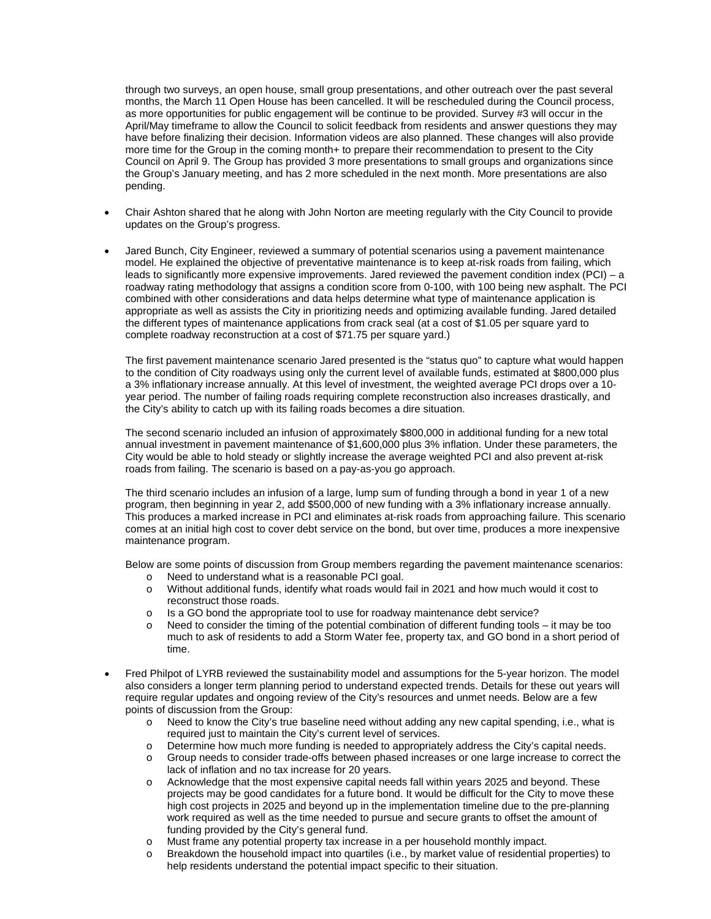through two surveys, an open house, small group presentations, and other outreach over the past several months, the March 11 Open House has been cancelled. It will be rescheduled during the Council process, as more opportunities for public engagement will be continue to be provided. Survey #3 will occur in the April/May timeframe to allow the Council to solicit feedback from residents and answer questions they may have before finalizing their decision. Information videos are also planned. These changes will also provide more time for the Group in the coming month+ to prepare their recommendation to present to the City Council on April 9. The Group has provided 3 more presentations to small groups and organizations since the Group's January meeting, and has 2 more scheduled in the next month. More presentations are also pending.

- Chair Ashton shared that he along with John Norton are meeting regularly with the City Council to provide updates on the Group's progress.

- Jared Bunch, City Engineer, reviewed a summary of potential scenarios using a pavement maintenance model. He explained the objective of preventative maintenance is to keep at-risk roads from failing, which leads to significantly more expensive improvements. Jared reviewed the pavement condition index (PCI) – a roadway rating methodology that assigns a condition score from 0-100, with 100 being new asphalt. The PCI combined with other considerations and data helps determine what type of maintenance application is appropriate as well as assists the City in prioritizing needs and optimizing available funding. Jared detailed the different types of maintenance applications from crack seal (at a cost of $1.05 per square yard to complete roadway reconstruction at a cost of $71.75 per square yard.)

  The first pavement maintenance scenario Jared presented is the "status quo" to capture what would happen to the condition of City roadways using only the current level of available funds, estimated at $800,000 plus a 3% inflationary increase annually. At this level of investment, the weighted average PCI drops over a 10-year period. The number of failing roads requiring complete reconstruction also increases drastically, and the City's ability to catch up with its failing roads becomes a dire situation.

  The second scenario included an infusion of approximately $800,000 in additional funding for a new total annual investment in pavement maintenance of $1,600,000 plus 3% inflation. Under these parameters, the City would be able to hold steady or slightly increase the average weighted PCI and also prevent at-risk roads from failing. The scenario is based on a pay-as-you go approach.

  The third scenario includes an infusion of a large, lump sum of funding through a bond in year 1 of a new program, then beginning in year 2, add $500,000 of new funding with a 3% inflationary increase annually. This produces a marked increase in PCI and eliminates at-risk roads from approaching failure. This scenario comes at an initial high cost to cover debt service on the bond, but over time, produces a more inexpensive maintenance program.

  Below are some points of discussion from Group members regarding the pavement maintenance scenarios:
  - Need to understand what is a reasonable PCI goal.
  - Without additional funds, identify what roads would fail in 2021 and how much would it cost to reconstruct those roads.
  - Is a GO bond the appropriate tool to use for roadway maintenance debt service?
  - Need to consider the timing of the potential combination of different funding tools – it may be too much to ask of residents to add a Storm Water fee, property tax, and GO bond in a short period of time.

- Fred Philpot of LYRB reviewed the sustainability model and assumptions for the 5-year horizon. The model also considers a longer term planning period to understand expected trends. Details for these out years will require regular updates and ongoing review of the City's resources and unmet needs. Below are a few points of discussion from the Group:
  - Need to know the City's true baseline need without adding any new capital spending, i.e., what is required just to maintain the City's current level of services.
  - Determine how much more funding is needed to appropriately address the City's capital needs.
  - Group needs to consider trade-offs between phased increases or one large increase to correct the lack of inflation and no tax increase for 20 years.
  - Acknowledge that the most expensive capital needs fall within years 2025 and beyond. These projects may be good candidates for a future bond. It would be difficult for the City to move these high cost projects in 2025 and beyond up in the implementation timeline due to the pre-planning work required as well as the time needed to pursue and secure grants to offset the amount of funding provided by the City's general fund.
  - Must frame any potential property tax increase in a per household monthly impact.
  - Breakdown the household impact into quartiles (i.e., by market value of residential properties) to help residents understand the potential impact specific to their situation.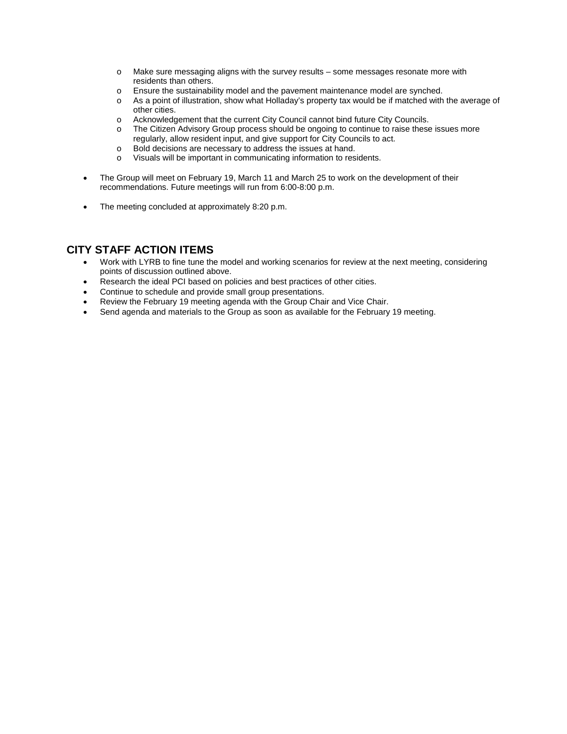- Make sure messaging aligns with the survey results – some messages resonate more with residents than others.
  - Ensure the sustainability model and the pavement maintenance model are synched.
  - As a point of illustration, show what Holladay's property tax would be if matched with the average of other cities.
  - Acknowledgement that the current City Council cannot bind future City Councils.
  - The Citizen Advisory Group process should be ongoing to continue to raise these issues more regularly, allow resident input, and give support for City Councils to act.
  - Bold decisions are necessary to address the issues at hand.
  - Visuals will be important in communicating information to residents.

- The Group will meet on February 19, March 11 and March 25 to work on the development of their recommendations. Future meetings will run from 6:00-8:00 p.m.

- The meeting concluded at approximately 8:20 p.m.

## CITY STAFF ACTION ITEMS

- Work with LYRB to fine tune the model and working scenarios for review at the next meeting, considering points of discussion outlined above.
- Research the ideal PCI based on policies and best practices of other cities.
- Continue to schedule and provide small group presentations.
- Review the February 19 meeting agenda with the Group Chair and Vice Chair.
- Send agenda and materials to the Group as soon as available for the February 19 meeting.